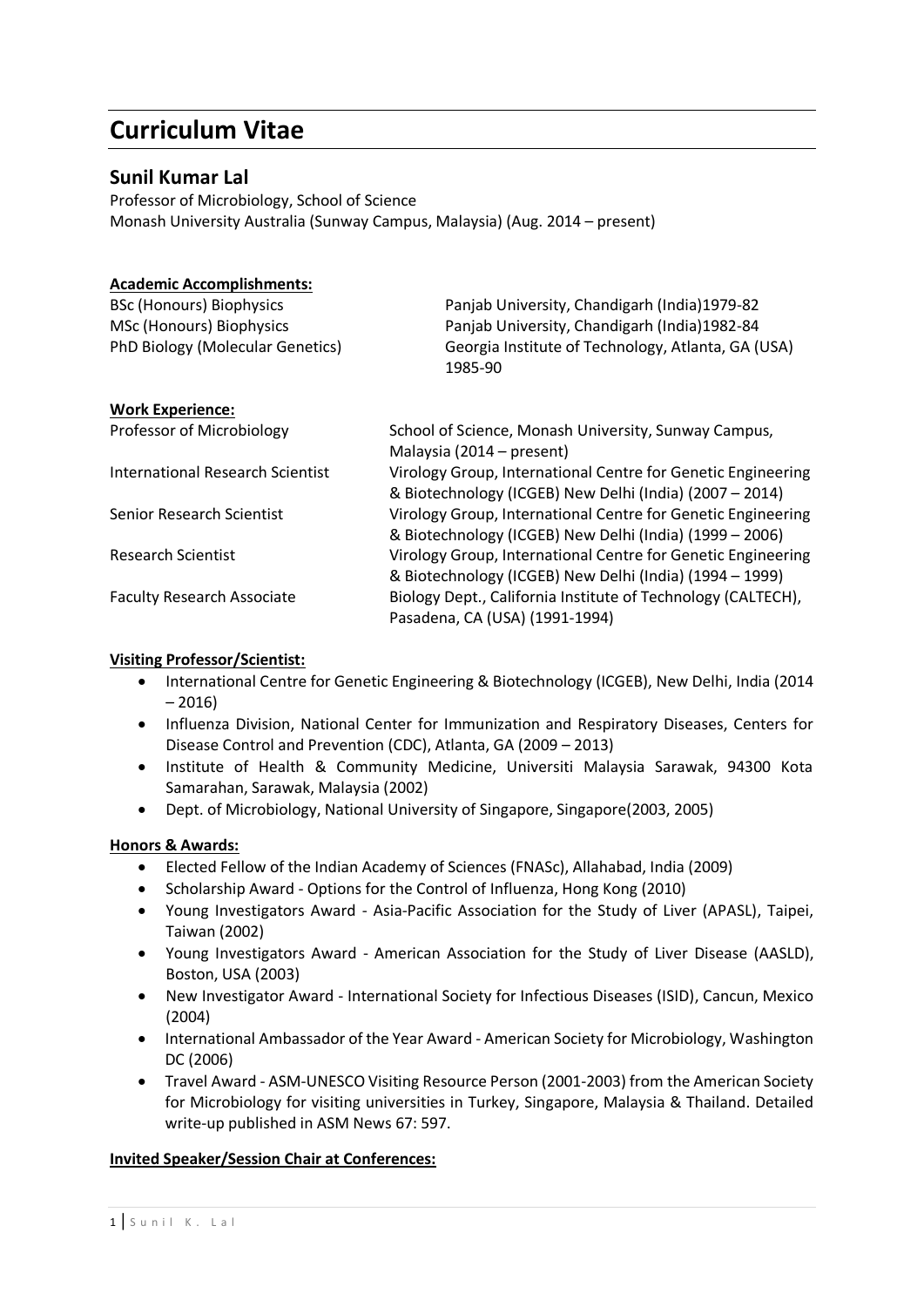# Curriculum Vitae

## Sunil Kumar Lal

Professor of Microbiology, School of Science
Monash University Australia (Sunway Campus, Malaysia) (Aug. 2014 – present)

**Academic Accomplishments:**

| | |
|---|---|
| BSc (Honours) Biophysics | Panjab University, Chandigarh (India)1979-82 |
| MSc (Honours) Biophysics | Panjab University, Chandigarh (India)1982-84 |
| PhD Biology (Molecular Genetics) | Georgia Institute of Technology, Atlanta, GA (USA) 1985-90 |

**Work Experience:**

| | |
|---|---|
| Professor of Microbiology | School of Science, Monash University, Sunway Campus, Malaysia (2014 – present) |
| International Research Scientist | Virology Group, International Centre for Genetic Engineering & Biotechnology (ICGEB) New Delhi (India) (2007 – 2014) |
| Senior Research Scientist | Virology Group, International Centre for Genetic Engineering & Biotechnology (ICGEB) New Delhi (India) (1999 – 2006) |
| Research Scientist | Virology Group, International Centre for Genetic Engineering & Biotechnology (ICGEB) New Delhi (India) (1994 – 1999) |
| Faculty Research Associate | Biology Dept., California Institute of Technology (CALTECH), Pasadena, CA (USA) (1991-1994) |

**Visiting Professor/Scientist:**

- International Centre for Genetic Engineering & Biotechnology (ICGEB), New Delhi, India (2014 – 2016)
- Influenza Division, National Center for Immunization and Respiratory Diseases, Centers for Disease Control and Prevention (CDC), Atlanta, GA (2009 – 2013)
- Institute of Health & Community Medicine, Universiti Malaysia Sarawak, 94300 Kota Samarahan, Sarawak, Malaysia (2002)
- Dept. of Microbiology, National University of Singapore, Singapore(2003, 2005)

**Honors & Awards:**

- Elected Fellow of the Indian Academy of Sciences (FNASc), Allahabad, India (2009)
- Scholarship Award - Options for the Control of Influenza, Hong Kong (2010)
- Young Investigators Award - Asia-Pacific Association for the Study of Liver (APASL), Taipei, Taiwan (2002)
- Young Investigators Award - American Association for the Study of Liver Disease (AASLD), Boston, USA (2003)
- New Investigator Award - International Society for Infectious Diseases (ISID), Cancun, Mexico (2004)
- International Ambassador of the Year Award - American Society for Microbiology, Washington DC (2006)
- Travel Award - ASM-UNESCO Visiting Resource Person (2001-2003) from the American Society for Microbiology for visiting universities in Turkey, Singapore, Malaysia & Thailand. Detailed write-up published in ASM News 67: 597.

**Invited Speaker/Session Chair at Conferences:**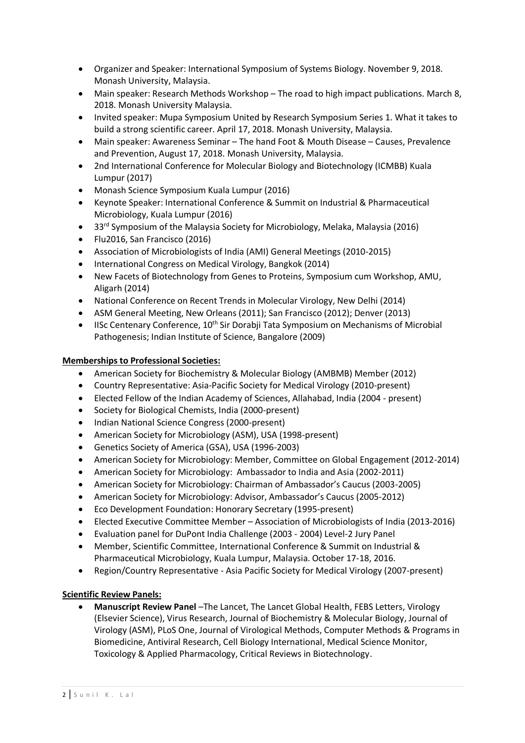- Organizer and Speaker: International Symposium of Systems Biology. November 9, 2018. Monash University, Malaysia.
- Main speaker: Research Methods Workshop – The road to high impact publications. March 8, 2018. Monash University Malaysia.
- Invited speaker: Mupa Symposium United by Research Symposium Series 1. What it takes to build a strong scientific career. April 17, 2018. Monash University, Malaysia.
- Main speaker: Awareness Seminar – The hand Foot & Mouth Disease – Causes, Prevalence and Prevention, August 17, 2018. Monash University, Malaysia.
- 2nd International Conference for Molecular Biology and Biotechnology (ICMBB) Kuala Lumpur (2017)
- Monash Science Symposium Kuala Lumpur (2016)
- Keynote Speaker: International Conference & Summit on Industrial & Pharmaceutical Microbiology, Kuala Lumpur (2016)
- 33rd Symposium of the Malaysia Society for Microbiology, Melaka, Malaysia (2016)
- Flu2016, San Francisco (2016)
- Association of Microbiologists of India (AMI) General Meetings (2010-2015)
- International Congress on Medical Virology, Bangkok (2014)
- New Facets of Biotechnology from Genes to Proteins, Symposium cum Workshop, AMU, Aligarh (2014)
- National Conference on Recent Trends in Molecular Virology, New Delhi (2014)
- ASM General Meeting, New Orleans (2011); San Francisco (2012); Denver (2013)
- IISc Centenary Conference, 10th Sir Dorabji Tata Symposium on Mechanisms of Microbial Pathogenesis; Indian Institute of Science, Bangalore (2009)

**Memberships to Professional Societies:**

- American Society for Biochemistry & Molecular Biology (AMBMB) Member (2012)
- Country Representative: Asia-Pacific Society for Medical Virology (2010-present)
- Elected Fellow of the Indian Academy of Sciences, Allahabad, India (2004 - present)
- Society for Biological Chemists, India (2000-present)
- Indian National Science Congress (2000-present)
- American Society for Microbiology (ASM), USA (1998-present)
- Genetics Society of America (GSA), USA (1996-2003)
- American Society for Microbiology: Member, Committee on Global Engagement (2012-2014)
- American Society for Microbiology: Ambassador to India and Asia (2002-2011)
- American Society for Microbiology: Chairman of Ambassador's Caucus (2003-2005)
- American Society for Microbiology: Advisor, Ambassador's Caucus (2005-2012)
- Eco Development Foundation: Honorary Secretary (1995-present)
- Elected Executive Committee Member – Association of Microbiologists of India (2013-2016)
- Evaluation panel for DuPont India Challenge (2003 - 2004) Level-2 Jury Panel
- Member, Scientific Committee, International Conference & Summit on Industrial & Pharmaceutical Microbiology, Kuala Lumpur, Malaysia. October 17-18, 2016.
- Region/Country Representative - Asia Pacific Society for Medical Virology (2007-present)

**Scientific Review Panels:**

- **Manuscript Review Panel** –The Lancet, The Lancet Global Health, FEBS Letters, Virology (Elsevier Science), Virus Research, Journal of Biochemistry & Molecular Biology, Journal of Virology (ASM), PLoS One, Journal of Virological Methods, Computer Methods & Programs in Biomedicine, Antiviral Research, Cell Biology International, Medical Science Monitor, Toxicology & Applied Pharmacology, Critical Reviews in Biotechnology.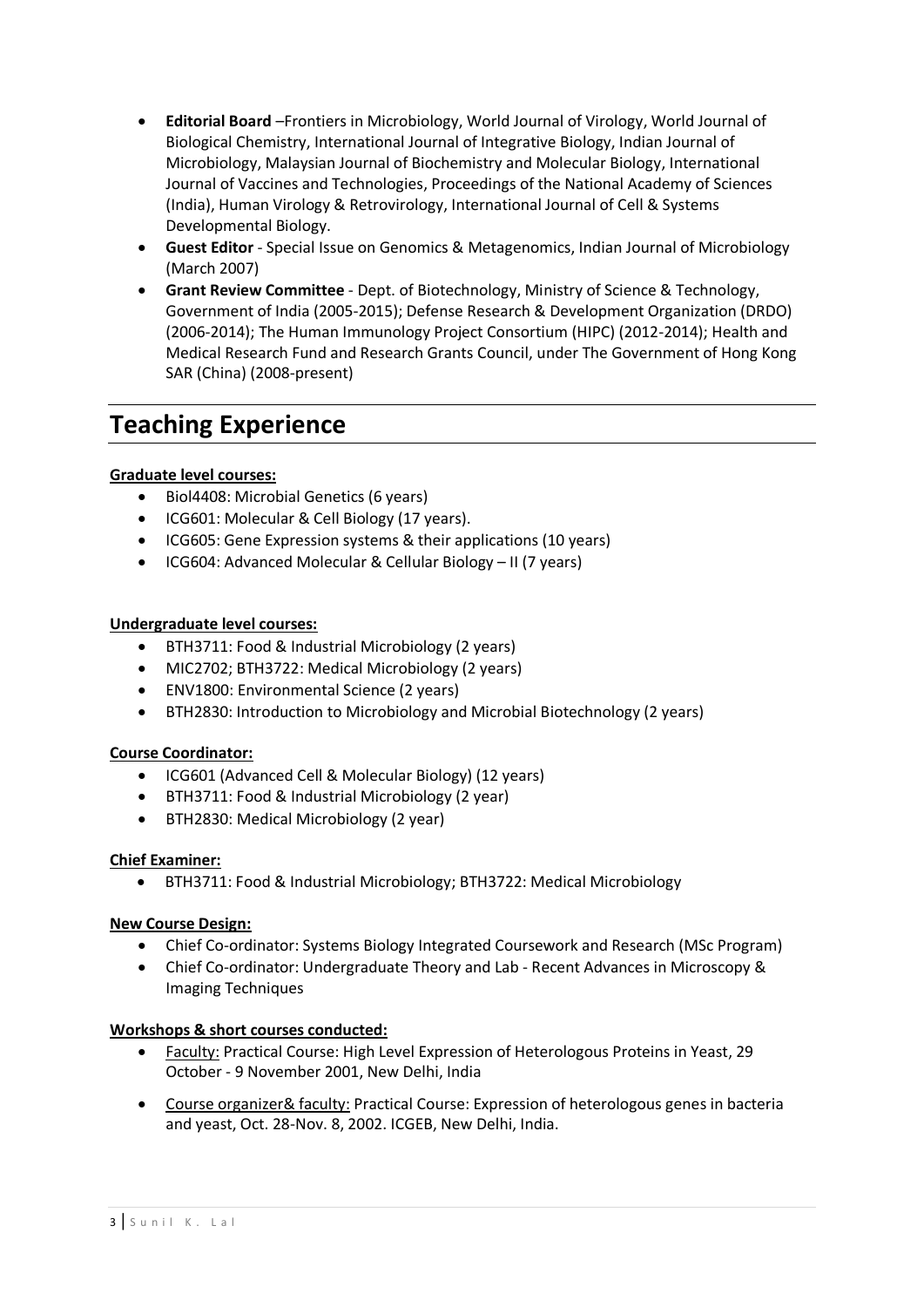- **Editorial Board** –Frontiers in Microbiology, World Journal of Virology, World Journal of Biological Chemistry, International Journal of Integrative Biology, Indian Journal of Microbiology, Malaysian Journal of Biochemistry and Molecular Biology, International Journal of Vaccines and Technologies, Proceedings of the National Academy of Sciences (India), Human Virology & Retrovirology, International Journal of Cell & Systems Developmental Biology.
- **Guest Editor** - Special Issue on Genomics & Metagenomics, Indian Journal of Microbiology (March 2007)
- **Grant Review Committee** - Dept. of Biotechnology, Ministry of Science & Technology, Government of India (2005-2015); Defense Research & Development Organization (DRDO) (2006-2014); The Human Immunology Project Consortium (HIPC) (2012-2014); Health and Medical Research Fund and Research Grants Council, under The Government of Hong Kong SAR (China) (2008-present)

# Teaching Experience

**Graduate level courses:**

- Biol4408: Microbial Genetics (6 years)
- ICG601: Molecular & Cell Biology (17 years).
- ICG605: Gene Expression systems & their applications (10 years)
- ICG604: Advanced Molecular & Cellular Biology – II (7 years)

**Undergraduate level courses:**

- BTH3711: Food & Industrial Microbiology (2 years)
- MIC2702; BTH3722: Medical Microbiology (2 years)
- ENV1800: Environmental Science (2 years)
- BTH2830: Introduction to Microbiology and Microbial Biotechnology (2 years)

**Course Coordinator:**

- ICG601 (Advanced Cell & Molecular Biology) (12 years)
- BTH3711: Food & Industrial Microbiology (2 year)
- BTH2830: Medical Microbiology (2 year)

**Chief Examiner:**

- BTH3711: Food & Industrial Microbiology; BTH3722: Medical Microbiology

**New Course Design:**

- Chief Co-ordinator: Systems Biology Integrated Coursework and Research (MSc Program)
- Chief Co-ordinator: Undergraduate Theory and Lab - Recent Advances in Microscopy & Imaging Techniques

**Workshops & short courses conducted:**

- Faculty: Practical Course: High Level Expression of Heterologous Proteins in Yeast, 29 October - 9 November 2001, New Delhi, India
- Course organizer& faculty: Practical Course: Expression of heterologous genes in bacteria and yeast, Oct. 28-Nov. 8, 2002. ICGEB, New Delhi, India.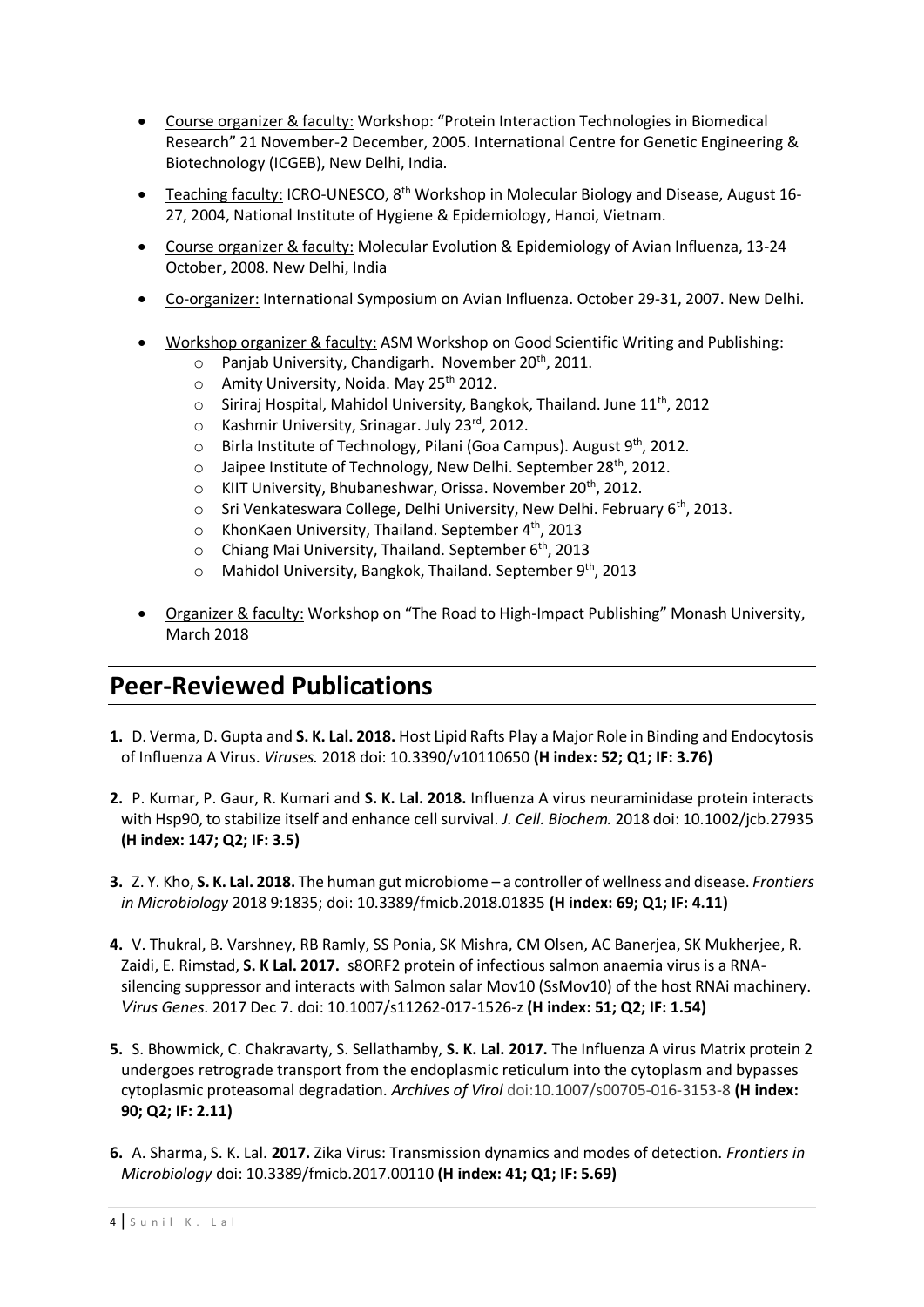- Course organizer & faculty: Workshop: "Protein Interaction Technologies in Biomedical Research" 21 November-2 December, 2005. International Centre for Genetic Engineering & Biotechnology (ICGEB), New Delhi, India.
- Teaching faculty: ICRO-UNESCO, 8th Workshop in Molecular Biology and Disease, August 16-27, 2004, National Institute of Hygiene & Epidemiology, Hanoi, Vietnam.
- Course organizer & faculty: Molecular Evolution & Epidemiology of Avian Influenza, 13-24 October, 2008. New Delhi, India
- Co-organizer: International Symposium on Avian Influenza. October 29-31, 2007. New Delhi.
- Workshop organizer & faculty: ASM Workshop on Good Scientific Writing and Publishing:
    - Panjab University, Chandigarh. November 20th, 2011.
    - Amity University, Noida. May 25th 2012.
    - Siriraj Hospital, Mahidol University, Bangkok, Thailand. June 11th, 2012
    - Kashmir University, Srinagar. July 23rd, 2012.
    - Birla Institute of Technology, Pilani (Goa Campus). August 9th, 2012.
    - Jaipee Institute of Technology, New Delhi. September 28th, 2012.
    - KIIT University, Bhubaneshwar, Orissa. November 20th, 2012.
    - Sri Venkateswara College, Delhi University, New Delhi. February 6th, 2013.
    - KhonKaen University, Thailand. September 4th, 2013
    - Chiang Mai University, Thailand. September 6th, 2013
    - Mahidol University, Bangkok, Thailand. September 9th, 2013
- Organizer & faculty: Workshop on "The Road to High-Impact Publishing" Monash University, March 2018

# Peer-Reviewed Publications

**1.** D. Verma, D. Gupta and **S. K. Lal. 2018.** Host Lipid Rafts Play a Major Role in Binding and Endocytosis of Influenza A Virus. *Viruses.* 2018 doi: 10.3390/v10110650 **(H index: 52; Q1; IF: 3.76)**

**2.** P. Kumar, P. Gaur, R. Kumari and **S. K. Lal. 2018.** Influenza A virus neuraminidase protein interacts with Hsp90, to stabilize itself and enhance cell survival. *J. Cell. Biochem.* 2018 doi: 10.1002/jcb.27935 **(H index: 147; Q2; IF: 3.5)**

**3.** Z. Y. Kho, **S. K. Lal. 2018.** The human gut microbiome – a controller of wellness and disease. *Frontiers in Microbiology* 2018 9:1835; doi: 10.3389/fmicb.2018.01835 **(H index: 69; Q1; IF: 4.11)**

**4.** V. Thukral, B. Varshney, RB Ramly, SS Ponia, SK Mishra, CM Olsen, AC Banerjea, SK Mukherjee, R. Zaidi, E. Rimstad, **S. K Lal. 2017.** s8ORF2 protein of infectious salmon anaemia virus is a RNA-silencing suppressor and interacts with Salmon salar Mov10 (SsMov10) of the host RNAi machinery. *Virus Genes*. 2017 Dec 7. doi: 10.1007/s11262-017-1526-z **(H index: 51; Q2; IF: 1.54)**

**5.** S. Bhowmick, C. Chakravarty, S. Sellathamby, **S. K. Lal. 2017.** The Influenza A virus Matrix protein 2 undergoes retrograde transport from the endoplasmic reticulum into the cytoplasm and bypasses cytoplasmic proteasomal degradation. *Archives of Virol* doi:10.1007/s00705-016-3153-8 **(H index: 90; Q2; IF: 2.11)**

**6.** A. Sharma, S. K. Lal. **2017.** Zika Virus: Transmission dynamics and modes of detection. *Frontiers in Microbiology* doi: 10.3389/fmicb.2017.00110 **(H index: 41; Q1; IF: 5.69)**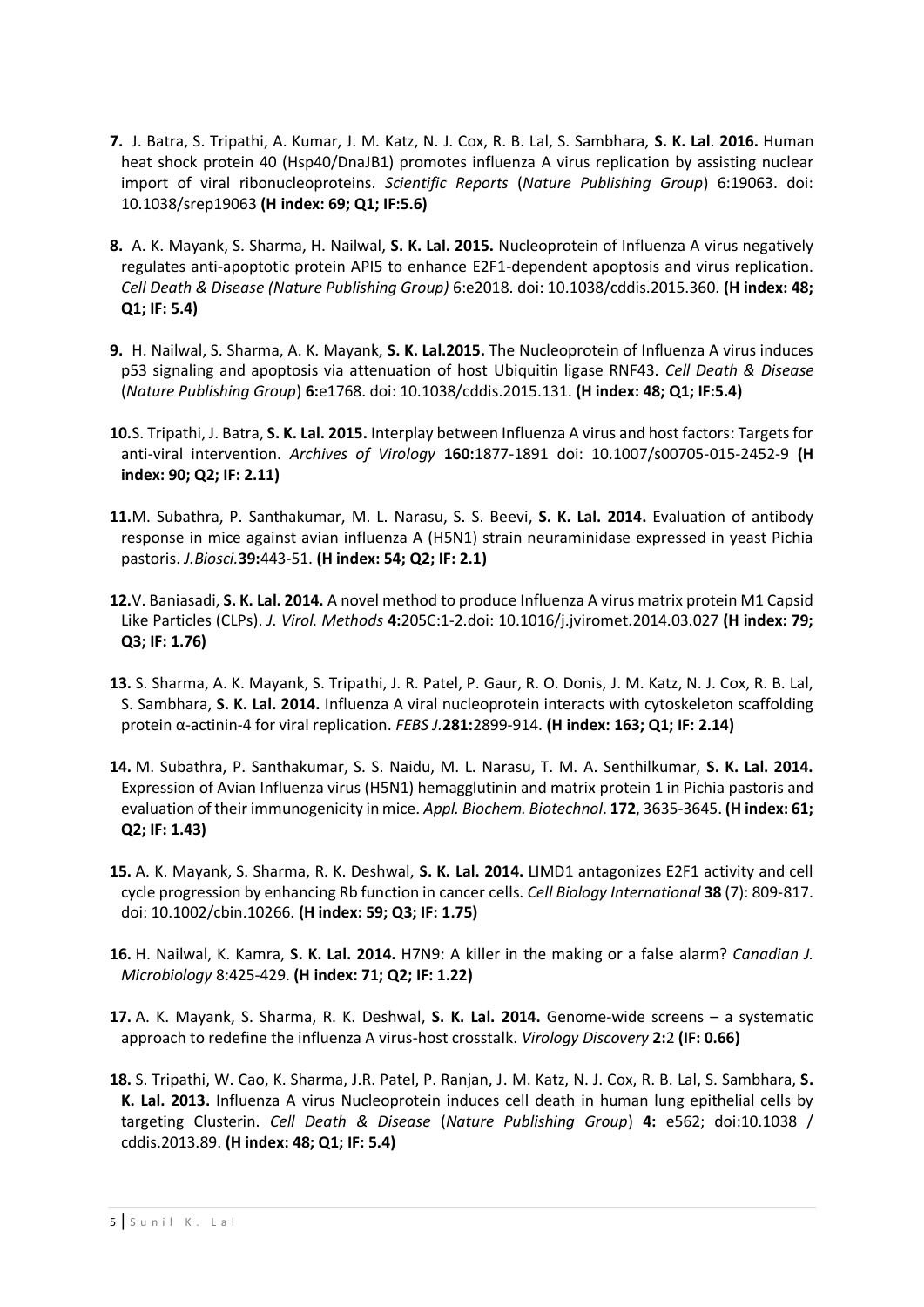**7.** J. Batra, S. Tripathi, A. Kumar, J. M. Katz, N. J. Cox, R. B. Lal, S. Sambhara, **S. K. Lal**. **2016.** Human heat shock protein 40 (Hsp40/DnaJB1) promotes influenza A virus replication by assisting nuclear import of viral ribonucleoproteins. *Scientific Reports* (*Nature Publishing Group*) 6:19063. doi: 10.1038/srep19063 **(H index: 69; Q1; IF:5.6)**

**8.** A. K. Mayank, S. Sharma, H. Nailwal, **S. K. Lal. 2015.** Nucleoprotein of Influenza A virus negatively regulates anti-apoptotic protein API5 to enhance E2F1-dependent apoptosis and virus replication. *Cell Death & Disease (Nature Publishing Group)* 6:e2018. doi: 10.1038/cddis.2015.360. **(H index: 48; Q1; IF: 5.4)**

**9.** H. Nailwal, S. Sharma, A. K. Mayank, **S. K. Lal.2015.** The Nucleoprotein of Influenza A virus induces p53 signaling and apoptosis via attenuation of host Ubiquitin ligase RNF43. *Cell Death & Disease* (*Nature Publishing Group*) **6:**e1768. doi: 10.1038/cddis.2015.131. **(H index: 48; Q1; IF:5.4)**

**10.**S. Tripathi, J. Batra, **S. K. Lal. 2015.** Interplay between Influenza A virus and host factors: Targets for anti-viral intervention. *Archives of Virology* **160:**1877-1891 doi: 10.1007/s00705-015-2452-9 **(H index: 90; Q2; IF: 2.11)**

**11.**M. Subathra, P. Santhakumar, M. L. Narasu, S. S. Beevi, **S. K. Lal. 2014.** Evaluation of antibody response in mice against avian influenza A (H5N1) strain neuraminidase expressed in yeast Pichia pastoris. *J.Biosci.***39:**443-51. **(H index: 54; Q2; IF: 2.1)**

**12.**V. Baniasadi, **S. K. Lal. 2014.** A novel method to produce Influenza A virus matrix protein M1 Capsid Like Particles (CLPs). *J. Virol. Methods* **4:**205C:1-2.doi: 10.1016/j.jviromet.2014.03.027 **(H index: 79; Q3; IF: 1.76)**

**13.** S. Sharma, A. K. Mayank, S. Tripathi, J. R. Patel, P. Gaur, R. O. Donis, J. M. Katz, N. J. Cox, R. B. Lal, S. Sambhara, **S. K. Lal. 2014.** Influenza A viral nucleoprotein interacts with cytoskeleton scaffolding protein α-actinin-4 for viral replication. *FEBS J.***281:**2899-914. **(H index: 163; Q1; IF: 2.14)**

**14.** M. Subathra, P. Santhakumar, S. S. Naidu, M. L. Narasu, T. M. A. Senthilkumar, **S. K. Lal. 2014.** Expression of Avian Influenza virus (H5N1) hemagglutinin and matrix protein 1 in Pichia pastoris and evaluation of their immunogenicity in mice. *Appl. Biochem. Biotechnol*. **172**, 3635-3645. **(H index: 61; Q2; IF: 1.43)**

**15.** A. K. Mayank, S. Sharma, R. K. Deshwal, **S. K. Lal. 2014.** LIMD1 antagonizes E2F1 activity and cell cycle progression by enhancing Rb function in cancer cells. *Cell Biology International* **38** (7): 809-817. doi: 10.1002/cbin.10266. **(H index: 59; Q3; IF: 1.75)**

**16.** H. Nailwal, K. Kamra, **S. K. Lal. 2014.** H7N9: A killer in the making or a false alarm? *Canadian J. Microbiology* 8:425-429. **(H index: 71; Q2; IF: 1.22)**

**17.** A. K. Mayank, S. Sharma, R. K. Deshwal, **S. K. Lal. 2014.** Genome-wide screens – a systematic approach to redefine the influenza A virus-host crosstalk. *Virology Discovery* **2:**2 **(IF: 0.66)**

**18.** S. Tripathi, W. Cao, K. Sharma, J.R. Patel, P. Ranjan, J. M. Katz, N. J. Cox, R. B. Lal, S. Sambhara, **S. K. Lal. 2013.** Influenza A virus Nucleoprotein induces cell death in human lung epithelial cells by targeting Clusterin. *Cell Death & Disease* (*Nature Publishing Group*) **4:** e562; doi:10.1038 / cddis.2013.89. **(H index: 48; Q1; IF: 5.4)**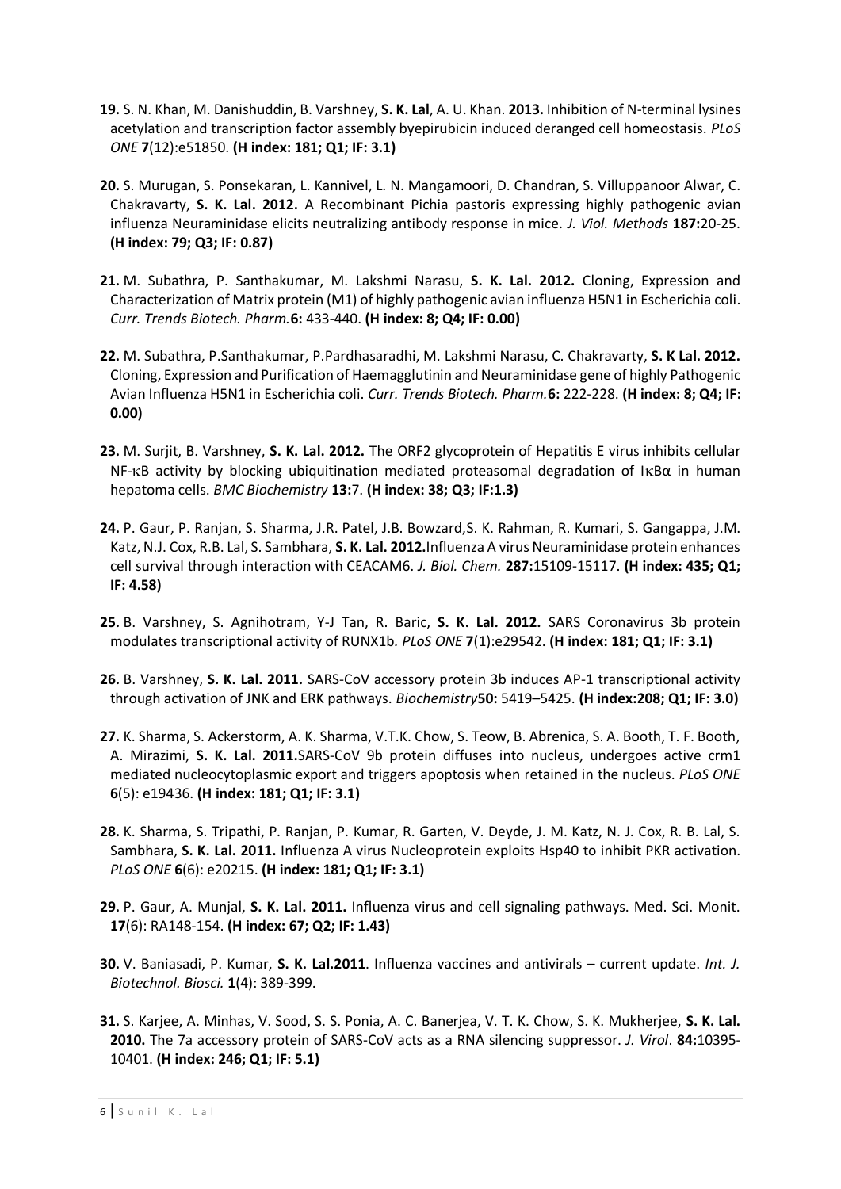**19.** S. N. Khan, M. Danishuddin, B. Varshney, **S. K. Lal**, A. U. Khan. **2013.** Inhibition of N-terminal lysines acetylation and transcription factor assembly byepirubicin induced deranged cell homeostasis. *PLoS ONE* **7**(12):e51850. **(H index: 181; Q1; IF: 3.1)**

**20.** S. Murugan, S. Ponsekaran, L. Kannivel, L. N. Mangamoori, D. Chandran, S. Villuppanoor Alwar, C. Chakravarty, **S. K. Lal. 2012.** A Recombinant Pichia pastoris expressing highly pathogenic avian influenza Neuraminidase elicits neutralizing antibody response in mice. *J. Viol. Methods* **187:**20-25. **(H index: 79; Q3; IF: 0.87)**

**21.** M. Subathra, P. Santhakumar, M. Lakshmi Narasu, **S. K. Lal. 2012.** Cloning, Expression and Characterization of Matrix protein (M1) of highly pathogenic avian influenza H5N1 in Escherichia coli. *Curr. Trends Biotech. Pharm.***6:** 433-440. **(H index: 8; Q4; IF: 0.00)**

**22.** M. Subathra, P.Santhakumar, P.Pardhasaradhi, M. Lakshmi Narasu, C. Chakravarty, **S. K Lal. 2012.** Cloning, Expression and Purification of Haemagglutinin and Neuraminidase gene of highly Pathogenic Avian Influenza H5N1 in Escherichia coli. *Curr. Trends Biotech. Pharm.***6:** 222-228. **(H index: 8; Q4; IF: 0.00)**

**23.** M. Surjit, B. Varshney, **S. K. Lal. 2012.** The ORF2 glycoprotein of Hepatitis E virus inhibits cellular NF-κB activity by blocking ubiquitination mediated proteasomal degradation of IκBα in human hepatoma cells. *BMC Biochemistry* **13:**7. **(H index: 38; Q3; IF:1.3)**

**24.** P. Gaur, P. Ranjan, S. Sharma, J.R. Patel, J.B. Bowzard,S. K. Rahman, R. Kumari, S. Gangappa, J.M. Katz, N.J. Cox, R.B. Lal, S. Sambhara, **S. K. Lal. 2012.**Influenza A virus Neuraminidase protein enhances cell survival through interaction with CEACAM6. *J. Biol. Chem.* **287:**15109-15117. **(H index: 435; Q1; IF: 4.58)**

**25.** B. Varshney, S. Agnihotram, Y-J Tan, R. Baric, **S. K. Lal. 2012.** SARS Coronavirus 3b protein modulates transcriptional activity of RUNX1b. *PLoS ONE* **7**(1):e29542. **(H index: 181; Q1; IF: 3.1)**

**26.** B. Varshney, **S. K. Lal. 2011.** SARS-CoV accessory protein 3b induces AP-1 transcriptional activity through activation of JNK and ERK pathways. *Biochemistry***50:** 5419–5425. **(H index:208; Q1; IF: 3.0)**

**27.** K. Sharma, S. Ackerstorm, A. K. Sharma, V.T.K. Chow, S. Teow, B. Abrenica, S. A. Booth, T. F. Booth, A. Mirazimi, **S. K. Lal. 2011.**SARS-CoV 9b protein diffuses into nucleus, undergoes active crm1 mediated nucleocytoplasmic export and triggers apoptosis when retained in the nucleus. *PLoS ONE* **6**(5): e19436. **(H index: 181; Q1; IF: 3.1)**

**28.** K. Sharma, S. Tripathi, P. Ranjan, P. Kumar, R. Garten, V. Deyde, J. M. Katz, N. J. Cox, R. B. Lal, S. Sambhara, **S. K. Lal. 2011.** Influenza A virus Nucleoprotein exploits Hsp40 to inhibit PKR activation. *PLoS ONE* **6**(6): e20215. **(H index: 181; Q1; IF: 3.1)**

**29.** P. Gaur, A. Munjal, **S. K. Lal. 2011.** Influenza virus and cell signaling pathways. Med. Sci. Monit. **17**(6): RA148-154. **(H index: 67; Q2; IF: 1.43)**

**30.** V. Baniasadi, P. Kumar, **S. K. Lal.2011**. Influenza vaccines and antivirals – current update. *Int. J. Biotechnol. Biosci.* **1**(4): 389-399.

**31.** S. Karjee, A. Minhas, V. Sood, S. S. Ponia, A. C. Banerjea, V. T. K. Chow, S. K. Mukherjee, **S. K. Lal. 2010.** The 7a accessory protein of SARS-CoV acts as a RNA silencing suppressor. *J. Virol*. **84:**10395-10401. **(H index: 246; Q1; IF: 5.1)**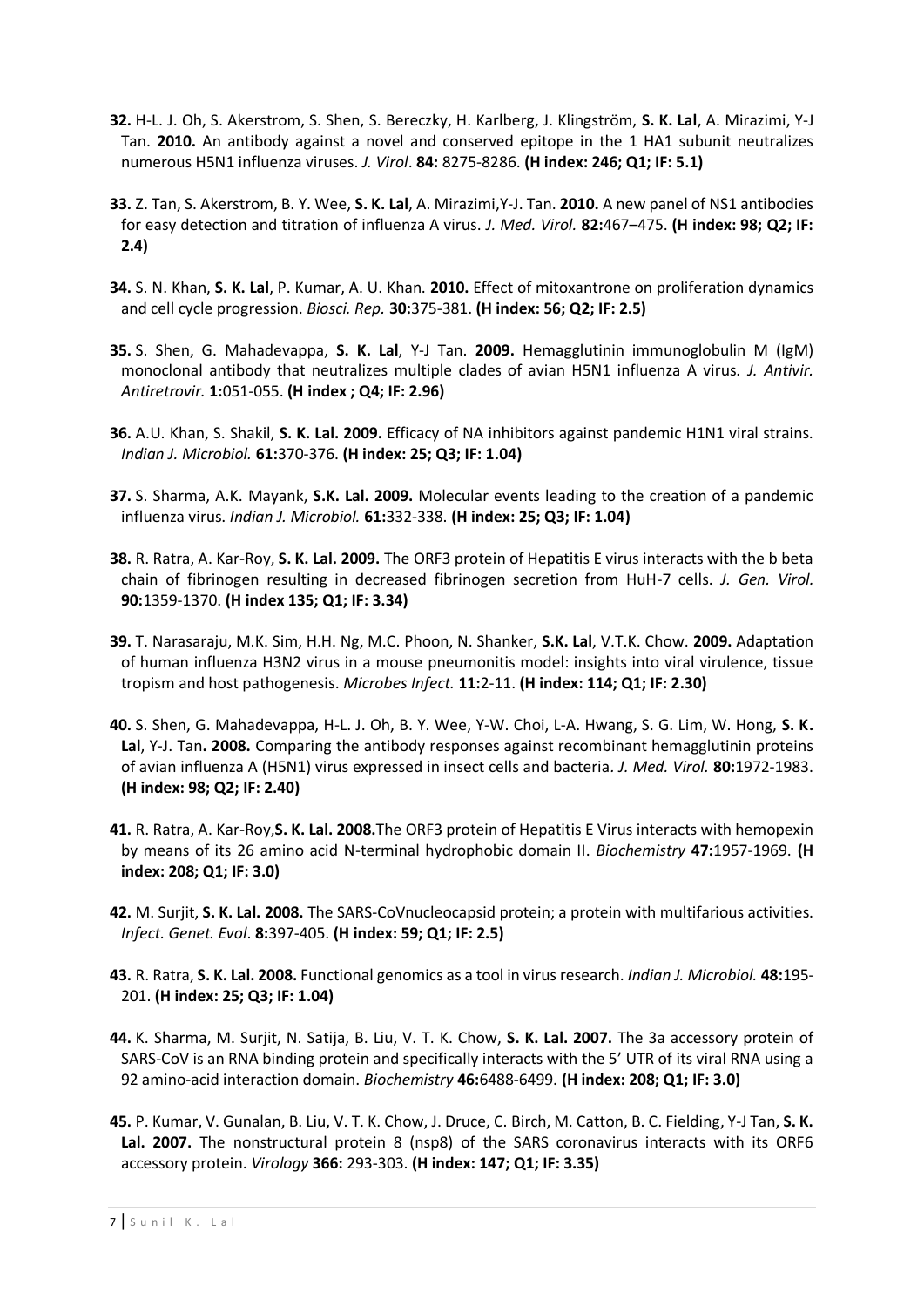**32.** H-L. J. Oh, S. Akerstrom, S. Shen, S. Bereczky, H. Karlberg, J. Klingström, **S. K. Lal**, A. Mirazimi, Y-J Tan. **2010.** An antibody against a novel and conserved epitope in the 1 HA1 subunit neutralizes numerous H5N1 influenza viruses. *J. Virol*. **84:** 8275-8286. **(H index: 246; Q1; IF: 5.1)**

**33.** Z. Tan, S. Akerstrom, B. Y. Wee, **S. K. Lal**, A. Mirazimi,Y-J. Tan. **2010.** A new panel of NS1 antibodies for easy detection and titration of influenza A virus. *J. Med. Virol.* **82:**467–475. **(H index: 98; Q2; IF: 2.4)**

**34.** S. N. Khan, **S. K. Lal**, P. Kumar, A. U. Khan. **2010.** Effect of mitoxantrone on proliferation dynamics and cell cycle progression. *Biosci. Rep.* **30:**375-381. **(H index: 56; Q2; IF: 2.5)**

**35.** S. Shen, G. Mahadevappa, **S. K. Lal**, Y-J Tan. **2009.** Hemagglutinin immunoglobulin M (IgM) monoclonal antibody that neutralizes multiple clades of avian H5N1 influenza A virus. *J. Antivir. Antiretrovir.* **1:**051-055. **(H index ; Q4; IF: 2.96)**

**36.** A.U. Khan, S. Shakil, **S. K. Lal. 2009.** Efficacy of NA inhibitors against pandemic H1N1 viral strains. *Indian J. Microbiol.* **61:**370-376. **(H index: 25; Q3; IF: 1.04)**

**37.** S. Sharma, A.K. Mayank, **S.K. Lal. 2009.** Molecular events leading to the creation of a pandemic influenza virus. *Indian J. Microbiol.* **61:**332-338. **(H index: 25; Q3; IF: 1.04)**

**38.** R. Ratra, A. Kar-Roy, **S. K. Lal. 2009.** The ORF3 protein of Hepatitis E virus interacts with the b beta chain of fibrinogen resulting in decreased fibrinogen secretion from HuH-7 cells. *J. Gen. Virol.* **90:**1359-1370. **(H index 135; Q1; IF: 3.34)**

**39.** T. Narasaraju, M.K. Sim, H.H. Ng, M.C. Phoon, N. Shanker, **S.K. Lal**, V.T.K. Chow. **2009.** Adaptation of human influenza H3N2 virus in a mouse pneumonitis model: insights into viral virulence, tissue tropism and host pathogenesis. *Microbes Infect.* **11:**2-11. **(H index: 114; Q1; IF: 2.30)**

**40.** S. Shen, G. Mahadevappa, H-L. J. Oh, B. Y. Wee, Y-W. Choi, L-A. Hwang, S. G. Lim, W. Hong, **S. K. Lal**, Y-J. Tan**. 2008.** Comparing the antibody responses against recombinant hemagglutinin proteins of avian influenza A (H5N1) virus expressed in insect cells and bacteria. *J. Med. Virol.* **80:**1972-1983. **(H index: 98; Q2; IF: 2.40)**

**41.** R. Ratra, A. Kar-Roy,**S. K. Lal. 2008.**The ORF3 protein of Hepatitis E Virus interacts with hemopexin by means of its 26 amino acid N-terminal hydrophobic domain II. *Biochemistry* **47:**1957-1969. **(H index: 208; Q1; IF: 3.0)**

**42.** M. Surjit, **S. K. Lal. 2008.** The SARS-CoVnucleocapsid protein; a protein with multifarious activities. *Infect. Genet. Evol*. **8:**397-405. **(H index: 59; Q1; IF: 2.5)**

**43.** R. Ratra, **S. K. Lal. 2008.** Functional genomics as a tool in virus research. *Indian J. Microbiol.* **48:**195-201. **(H index: 25; Q3; IF: 1.04)**

**44.** K. Sharma, M. Surjit, N. Satija, B. Liu, V. T. K. Chow, **S. K. Lal. 2007.** The 3a accessory protein of SARS-CoV is an RNA binding protein and specifically interacts with the 5' UTR of its viral RNA using a 92 amino-acid interaction domain. *Biochemistry* **46:**6488-6499. **(H index: 208; Q1; IF: 3.0)**

**45.** P. Kumar, V. Gunalan, B. Liu, V. T. K. Chow, J. Druce, C. Birch, M. Catton, B. C. Fielding, Y-J Tan, **S. K. Lal. 2007.** The nonstructural protein 8 (nsp8) of the SARS coronavirus interacts with its ORF6 accessory protein. *Virology* **366:** 293-303. **(H index: 147; Q1; IF: 3.35)**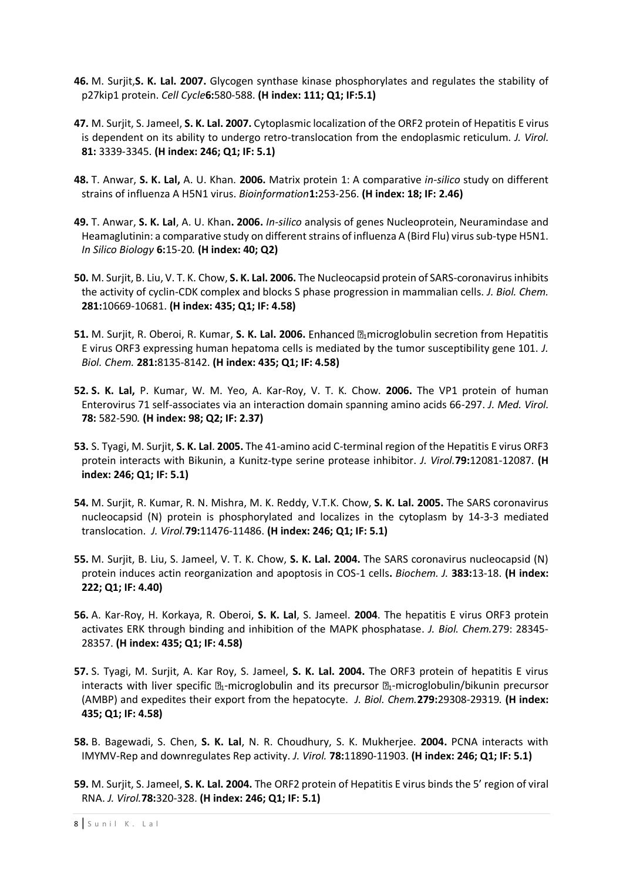**46.** M. Surjit, **S. K. Lal. 2007.** Glycogen synthase kinase phosphorylates and regulates the stability of p27kip1 protein. *Cell Cycle* **6:**580-588. **(H index: 111; Q1; IF:5.1)**

**47.** M. Surjit, S. Jameel, **S. K. Lal. 2007.** Cytoplasmic localization of the ORF2 protein of Hepatitis E virus is dependent on its ability to undergo retro-translocation from the endoplasmic reticulum. *J. Virol.* **81:** 3339-3345. **(H index: 246; Q1; IF: 5.1)**

**48.** T. Anwar, **S. K. Lal,** A. U. Khan. **2006.** Matrix protein 1: A comparative *in-silico* study on different strains of influenza A H5N1 virus. *Bioinformation* **1:**253-256. **(H index: 18; IF: 2.46)**

**49.** T. Anwar, **S. K. Lal**, A. U. Khan**. 2006.** *In-silico* analysis of genes Nucleoprotein, Neuramindase and Heamaglutinin: a comparative study on different strains of influenza A (Bird Flu) virus sub-type H5N1. *In Silico Biology* **6:**15-20. **(H index: 40; Q2)**

**50.** M. Surjit, B. Liu, V. T. K. Chow, **S. K. Lal. 2006.** The Nucleocapsid protein of SARS-coronavirus inhibits the activity of cyclin-CDK complex and blocks S phase progression in mammalian cells. *J. Biol. Chem.* **281:**10669-10681. **(H index: 435; Q1; IF: 4.58)**

**51.** M. Surjit, R. Oberoi, R. Kumar, **S. K. Lal. 2006.** Enhanced $\alpha_1$microglobulin secretion from Hepatitis E virus ORF3 expressing human hepatoma cells is mediated by the tumor susceptibility gene 101. *J. Biol. Chem.* **281:**8135-8142. **(H index: 435; Q1; IF: 4.58)**

**52. S. K. Lal,** P. Kumar, W. M. Yeo, A. Kar-Roy, V. T. K. Chow. **2006.** The VP1 protein of human Enterovirus 71 self-associates via an interaction domain spanning amino acids 66-297. *J. Med. Virol.* **78:** 582-590. **(H index: 98; Q2; IF: 2.37)**

**53.** S. Tyagi, M. Surjit, **S. K. Lal**. **2005.** The 41-amino acid C-terminal region of the Hepatitis E virus ORF3 protein interacts with Bikunin, a Kunitz-type serine protease inhibitor. *J. Virol.* **79:**12081-12087. **(H index: 246; Q1; IF: 5.1)**

**54.** M. Surjit, R. Kumar, R. N. Mishra, M. K. Reddy, V.T.K. Chow, **S. K. Lal. 2005.** The SARS coronavirus nucleocapsid (N) protein is phosphorylated and localizes in the cytoplasm by 14-3-3 mediated translocation. *J. Virol.* **79:**11476-11486. **(H index: 246; Q1; IF: 5.1)**

**55.** M. Surjit, B. Liu, S. Jameel, V. T. K. Chow, **S. K. Lal. 2004.** The SARS coronavirus nucleocapsid (N) protein induces actin reorganization and apoptosis in COS-1 cells**.** *Biochem. J.* **383:**13-18. **(H index: 222; Q1; IF: 4.40)**

**56.** A. Kar-Roy, H. Korkaya, R. Oberoi, **S. K. Lal**, S. Jameel. **2004**. The hepatitis E virus ORF3 protein activates ERK through binding and inhibition of the MAPK phosphatase. *J. Biol. Chem.* 279: 28345-28357. **(H index: 435; Q1; IF: 4.58)**

**57.** S. Tyagi, M. Surjit, A. Kar Roy, S. Jameel, **S. K. Lal. 2004.** The ORF3 protein of hepatitis E virus interacts with liver specific $\alpha_1$-microglobulin and its precursor $\alpha_1$-microglobulin/bikunin precursor (AMBP) and expedites their export from the hepatocyte. *J. Biol. Chem.* **279:**29308-29319. **(H index: 435; Q1; IF: 4.58)**

**58.** B. Bagewadi, S. Chen, **S. K. Lal**, N. R. Choudhury, S. K. Mukherjee. **2004.** PCNA interacts with IMYMV-Rep and downregulates Rep activity. *J. Virol.* **78:**11890-11903. **(H index: 246; Q1; IF: 5.1)**

**59.** M. Surjit, S. Jameel, **S. K. Lal. 2004.** The ORF2 protein of Hepatitis E virus binds the 5' region of viral RNA. *J. Virol.* **78:**320-328. **(H index: 246; Q1; IF: 5.1)**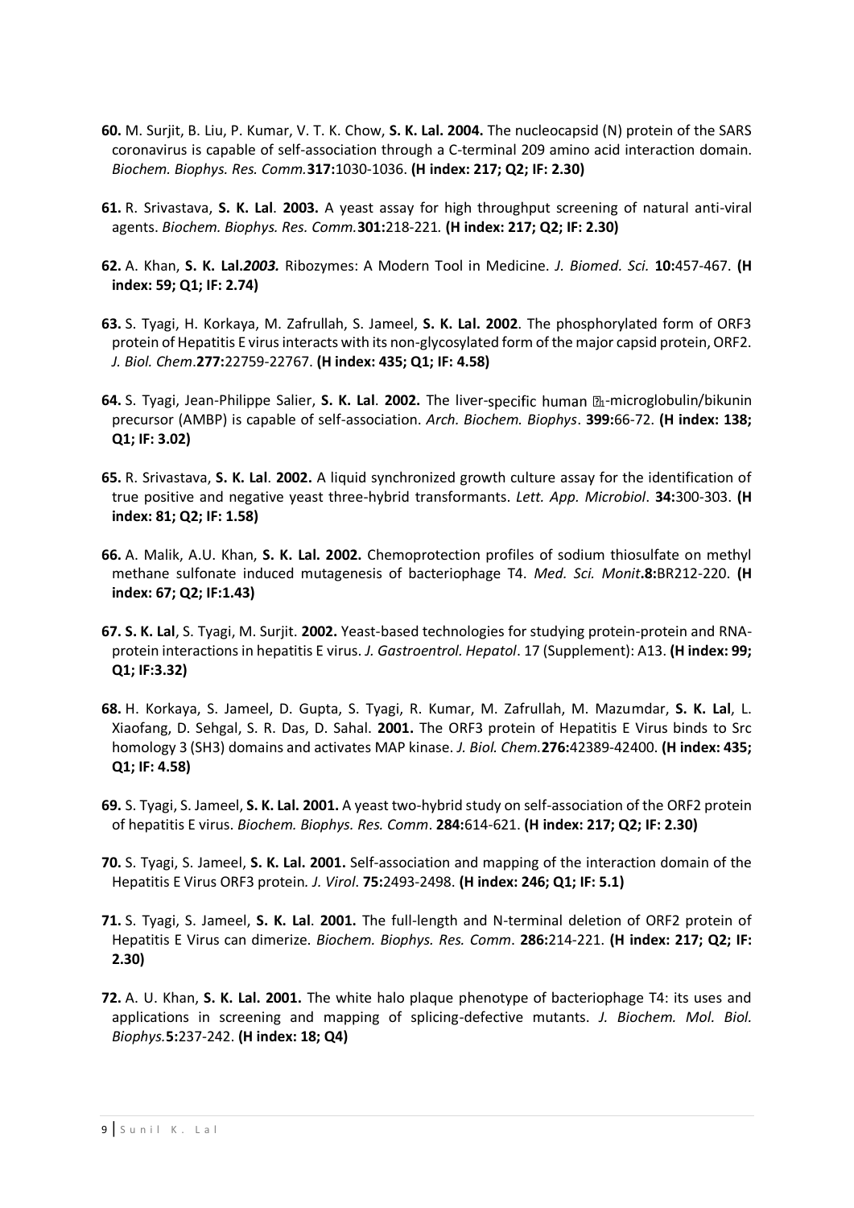**60.** M. Surjit, B. Liu, P. Kumar, V. T. K. Chow, **S. K. Lal. 2004.** The nucleocapsid (N) protein of the SARS coronavirus is capable of self-association through a C-terminal 209 amino acid interaction domain. *Biochem. Biophys. Res. Comm.* **317:**1030-1036. **(H index: 217; Q2; IF: 2.30)**

**61.** R. Srivastava, **S. K. Lal**. **2003.** A yeast assay for high throughput screening of natural anti-viral agents. *Biochem. Biophys. Res. Comm.* **301:**218-221*.* **(H index: 217; Q2; IF: 2.30)**

**62.** A. Khan, **S. K. Lal.** ***2003.*** Ribozymes: A Modern Tool in Medicine. *J. Biomed. Sci.* **10:**457-467. **(H index: 59; Q1; IF: 2.74)**

**63.** S. Tyagi, H. Korkaya, M. Zafrullah, S. Jameel, **S. K. Lal. 2002**. The phosphorylated form of ORF3 protein of Hepatitis E virus interacts with its non-glycosylated form of the major capsid protein, ORF2. *J. Biol. Chem*.**277:**22759-22767. **(H index: 435; Q1; IF: 4.58)**

**64.** S. Tyagi, Jean-Philippe Salier, **S. K. Lal**. **2002.** The liver-specific human $\alpha_1$-microglobulin/bikunin precursor (AMBP) is capable of self-association. *Arch. Biochem. Biophys*. **399:**66-72. **(H index: 138; Q1; IF: 3.02)**

**65.** R. Srivastava, **S. K. Lal**. **2002.** A liquid synchronized growth culture assay for the identification of true positive and negative yeast three-hybrid transformants. *Lett. App. Microbiol*. **34:**300-303. **(H index: 81; Q2; IF: 1.58)**

**66.** A. Malik, A.U. Khan, **S. K. Lal. 2002.** Chemoprotection profiles of sodium thiosulfate on methyl methane sulfonate induced mutagenesis of bacteriophage T4. *Med. Sci. Monit***.8:**BR212-220. **(H index: 67; Q2; IF:1.43)**

**67. S. K. Lal**, S. Tyagi, M. Surjit. **2002.** Yeast-based technologies for studying protein-protein and RNA-protein interactions in hepatitis E virus. *J. Gastroentrol. Hepatol*. 17 (Supplement): A13. **(H index: 99; Q1; IF:3.32)**

**68.** H. Korkaya, S. Jameel, D. Gupta, S. Tyagi, R. Kumar, M. Zafrullah, M. Mazumdar, **S. K. Lal**, L. Xiaofang, D. Sehgal, S. R. Das, D. Sahal. **2001.** The ORF3 protein of Hepatitis E Virus binds to Src homology 3 (SH3) domains and activates MAP kinase. *J. Biol. Chem.* **276:**42389-42400. **(H index: 435; Q1; IF: 4.58)**

**69.** S. Tyagi, S. Jameel, **S. K. Lal. 2001.** A yeast two-hybrid study on self-association of the ORF2 protein of hepatitis E virus. *Biochem. Biophys. Res. Comm*. **284:**614-621. **(H index: 217; Q2; IF: 2.30)**

**70.** S. Tyagi, S. Jameel, **S. K. Lal. 2001.** Self-association and mapping of the interaction domain of the Hepatitis E Virus ORF3 protein*. J. Virol*. **75:**2493-2498. **(H index: 246; Q1; IF: 5.1)**

**71.** S. Tyagi, S. Jameel, **S. K. Lal**. **2001.** The full-length and N-terminal deletion of ORF2 protein of Hepatitis E Virus can dimerize. *Biochem. Biophys. Res. Comm*. **286:**214-221. **(H index: 217; Q2; IF: 2.30)**

**72.** A. U. Khan, **S. K. Lal. 2001.** The white halo plaque phenotype of bacteriophage T4: its uses and applications in screening and mapping of splicing-defective mutants. *J. Biochem. Mol. Biol. Biophys.* **5:**237-242. **(H index: 18; Q4)**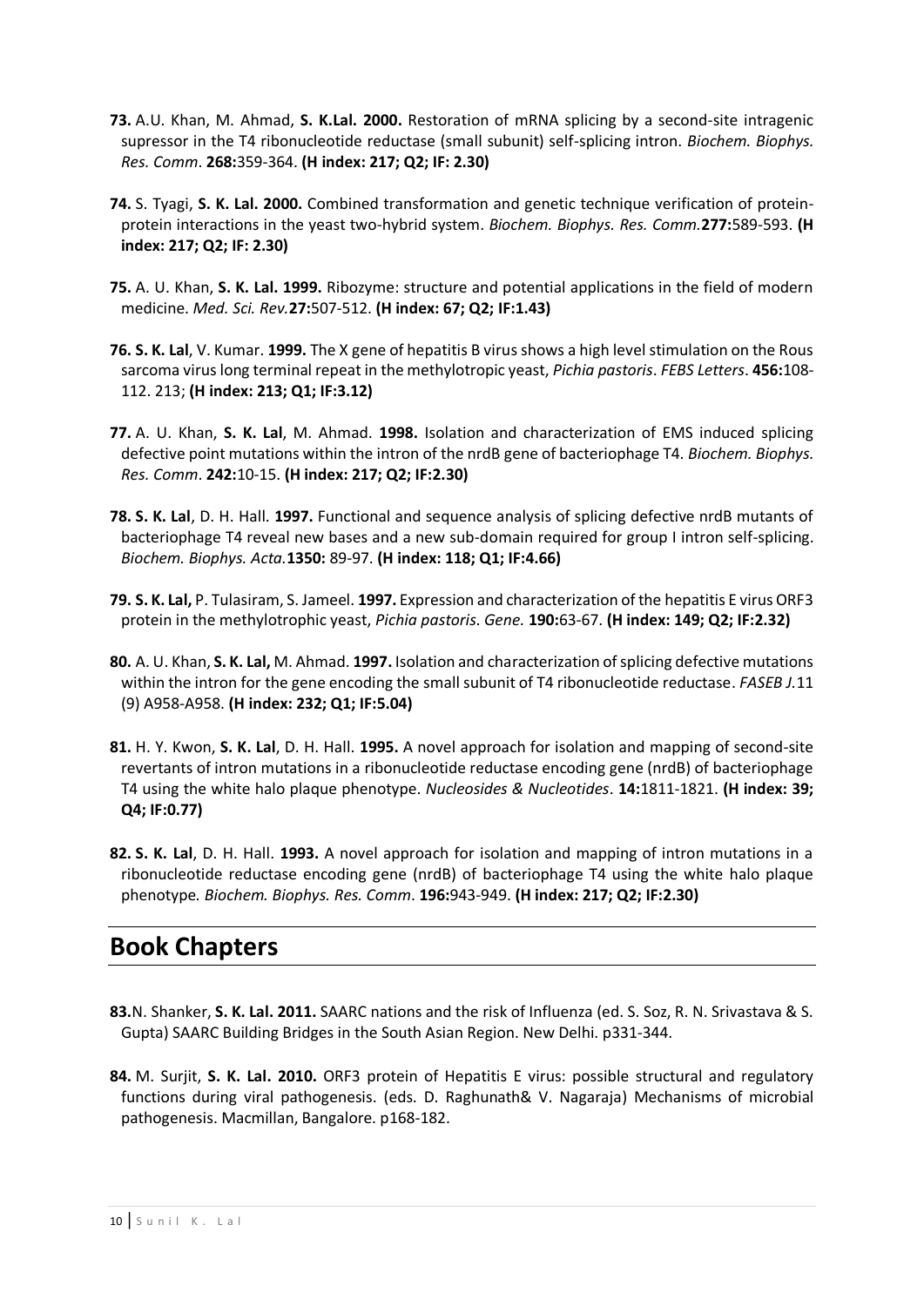**73.** A.U. Khan, M. Ahmad, **S. K.Lal. 2000.** Restoration of mRNA splicing by a second-site intragenic supressor in the T4 ribonucleotide reductase (small subunit) self-splicing intron. *Biochem. Biophys. Res. Comm*. **268:**359-364. **(H index: 217; Q2; IF: 2.30)**

**74.** S. Tyagi, **S. K. Lal. 2000.** Combined transformation and genetic technique verification of protein-protein interactions in the yeast two-hybrid system. *Biochem. Biophys. Res. Comm.***277:**589-593. **(H index: 217; Q2; IF: 2.30)**

**75.** A. U. Khan, **S. K. Lal. 1999.** Ribozyme: structure and potential applications in the field of modern medicine. *Med. Sci. Rev.***27:**507-512. **(H index: 67; Q2; IF:1.43)**

**76. S. K. Lal**, V. Kumar. **1999.** The X gene of hepatitis B virus shows a high level stimulation on the Rous sarcoma virus long terminal repeat in the methylotropic yeast, *Pichia pastoris*. *FEBS Letters*. **456:**108-112. 213; **(H index: 213; Q1; IF:3.12)**

**77.** A. U. Khan, **S. K. Lal**, M. Ahmad. **1998.** Isolation and characterization of EMS induced splicing defective point mutations within the intron of the nrdB gene of bacteriophage T4. *Biochem. Biophys. Res. Comm*. **242:**10-15. **(H index: 217; Q2; IF:2.30)**

**78. S. K. Lal**, D. H. Hall. **1997.** Functional and sequence analysis of splicing defective nrdB mutants of bacteriophage T4 reveal new bases and a new sub-domain required for group I intron self-splicing. *Biochem. Biophys. Acta.***1350:** 89-97. **(H index: 118; Q1; IF:4.66)**

**79. S. K. Lal,** P. Tulasiram, S. Jameel. **1997.** Expression and characterization of the hepatitis E virus ORF3 protein in the methylotrophic yeast, *Pichia pastoris. Gene.* **190:**63-67. **(H index: 149; Q2; IF:2.32)**

**80.** A. U. Khan, **S. K. Lal,** M. Ahmad. **1997.** Isolation and characterization of splicing defective mutations within the intron for the gene encoding the small subunit of T4 ribonucleotide reductase. *FASEB J.*11 (9) A958-A958. **(H index: 232; Q1; IF:5.04)**

**81.** H. Y. Kwon, **S. K. Lal**, D. H. Hall. **1995.** A novel approach for isolation and mapping of second-site revertants of intron mutations in a ribonucleotide reductase encoding gene (nrdB) of bacteriophage T4 using the white halo plaque phenotype. *Nucleosides & Nucleotides*. **14:**1811-1821. **(H index: 39; Q4; IF:0.77)**

**82. S. K. Lal**, D. H. Hall. **1993.** A novel approach for isolation and mapping of intron mutations in a ribonucleotide reductase encoding gene (nrdB) of bacteriophage T4 using the white halo plaque phenotype*. Biochem. Biophys. Res. Comm*. **196:**943-949. **(H index: 217; Q2; IF:2.30)**

## Book Chapters

**83.**N. Shanker, **S. K. Lal. 2011.** SAARC nations and the risk of Influenza (ed. S. Soz, R. N. Srivastava & S. Gupta) SAARC Building Bridges in the South Asian Region. New Delhi. p331-344.

**84.** M. Surjit, **S. K. Lal. 2010.** ORF3 protein of Hepatitis E virus: possible structural and regulatory functions during viral pathogenesis. (eds. D. Raghunath& V. Nagaraja) Mechanisms of microbial pathogenesis. Macmillan, Bangalore. p168-182.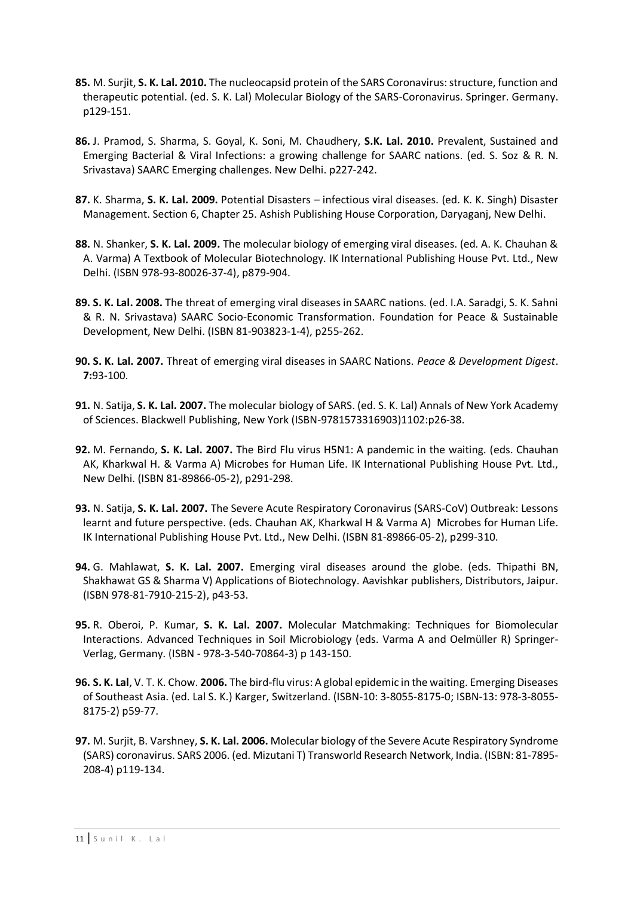**85.** M. Surjit, **S. K. Lal. 2010.** The nucleocapsid protein of the SARS Coronavirus: structure, function and therapeutic potential. (ed. S. K. Lal) Molecular Biology of the SARS-Coronavirus. Springer. Germany. p129-151.

**86.** J. Pramod, S. Sharma, S. Goyal, K. Soni, M. Chaudhery, **S.K. Lal. 2010.** Prevalent, Sustained and Emerging Bacterial & Viral Infections: a growing challenge for SAARC nations. (ed. S. Soz & R. N. Srivastava) SAARC Emerging challenges. New Delhi. p227-242.

**87.** K. Sharma, **S. K. Lal. 2009.** Potential Disasters – infectious viral diseases. (ed. K. K. Singh) Disaster Management. Section 6, Chapter 25. Ashish Publishing House Corporation, Daryaganj, New Delhi.

**88.** N. Shanker, **S. K. Lal. 2009.** The molecular biology of emerging viral diseases. (ed. A. K. Chauhan & A. Varma) A Textbook of Molecular Biotechnology. IK International Publishing House Pvt. Ltd., New Delhi. (ISBN 978-93-80026-37-4), p879-904.

**89. S. K. Lal. 2008.** The threat of emerging viral diseases in SAARC nations. (ed. I.A. Saradgi, S. K. Sahni & R. N. Srivastava) SAARC Socio-Economic Transformation. Foundation for Peace & Sustainable Development, New Delhi. (ISBN 81-903823-1-4), p255-262.

**90. S. K. Lal. 2007.** Threat of emerging viral diseases in SAARC Nations. *Peace & Development Digest*. **7:**93-100.

**91.** N. Satija, **S. K. Lal. 2007.** The molecular biology of SARS. (ed. S. K. Lal) Annals of New York Academy of Sciences. Blackwell Publishing, New York (ISBN-9781573316903)1102:p26-38.

**92.** M. Fernando, **S. K. Lal. 2007.** The Bird Flu virus H5N1: A pandemic in the waiting. (eds. Chauhan AK, Kharkwal H. & Varma A) Microbes for Human Life. IK International Publishing House Pvt. Ltd., New Delhi. (ISBN 81-89866-05-2), p291-298.

**93.** N. Satija, **S. K. Lal. 2007.** The Severe Acute Respiratory Coronavirus (SARS-CoV) Outbreak: Lessons learnt and future perspective. (eds. Chauhan AK, Kharkwal H & Varma A) Microbes for Human Life. IK International Publishing House Pvt. Ltd., New Delhi. (ISBN 81-89866-05-2), p299-310.

**94.** G. Mahlawat, **S. K. Lal. 2007.** Emerging viral diseases around the globe. (eds. Thipathi BN, Shakhawat GS & Sharma V) Applications of Biotechnology. Aavishkar publishers, Distributors, Jaipur. (ISBN 978-81-7910-215-2), p43-53.

**95.** R. Oberoi, P. Kumar, **S. K. Lal. 2007.** Molecular Matchmaking: Techniques for Biomolecular Interactions. Advanced Techniques in Soil Microbiology (eds. Varma A and Oelmüller R) Springer-Verlag, Germany. (ISBN - 978-3-540-70864-3) p 143-150.

**96. S. K. Lal**, V. T. K. Chow. **2006.** The bird-flu virus: A global epidemic in the waiting. Emerging Diseases of Southeast Asia. (ed. Lal S. K.) Karger, Switzerland. (ISBN-10: 3-8055-8175-0; ISBN-13: 978-3-8055-8175-2) p59-77.

**97.** M. Surjit, B. Varshney, **S. K. Lal. 2006.** Molecular biology of the Severe Acute Respiratory Syndrome (SARS) coronavirus. SARS 2006. (ed. Mizutani T) Transworld Research Network, India. (ISBN: 81-7895-208-4) p119-134.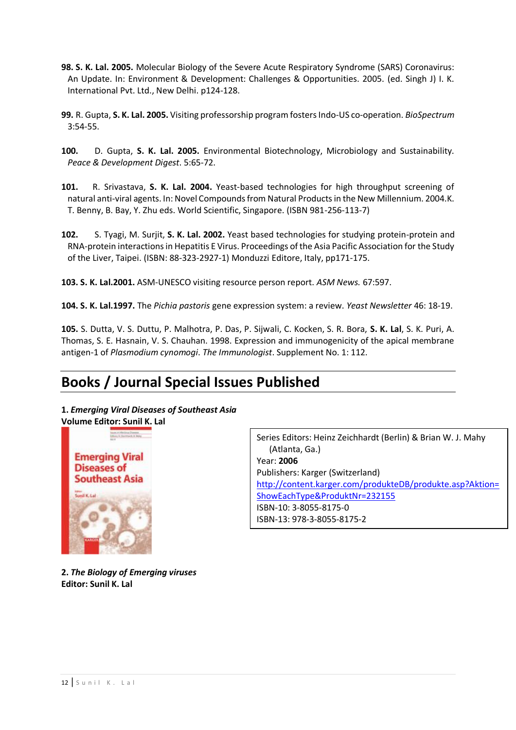**98. S. K. Lal. 2005.** Molecular Biology of the Severe Acute Respiratory Syndrome (SARS) Coronavirus: An Update. In: Environment & Development: Challenges & Opportunities. 2005. (ed. Singh J) I. K. International Pvt. Ltd., New Delhi. p124-128.

**99.** R. Gupta, **S. K. Lal. 2005.** Visiting professorship program fosters Indo-US co-operation. *BioSpectrum* 3:54-55.

**100.** D. Gupta, **S. K. Lal. 2005.** Environmental Biotechnology, Microbiology and Sustainability. *Peace & Development Digest*. 5:65-72.

**101.** R. Srivastava, **S. K. Lal. 2004.** Yeast-based technologies for high throughput screening of natural anti-viral agents. In: Novel Compounds from Natural Products in the New Millennium. 2004.K. T. Benny, B. Bay, Y. Zhu eds. World Scientific, Singapore. (ISBN 981-256-113-7)

**102.** S. Tyagi, M. Surjit, **S. K. Lal. 2002.** Yeast based technologies for studying protein-protein and RNA-protein interactions in Hepatitis E Virus. Proceedings of the Asia Pacific Association for the Study of the Liver, Taipei. (ISBN: 88-323-2927-1) Monduzzi Editore, Italy, pp171-175.

**103. S. K. Lal.2001.** ASM-UNESCO visiting resource person report. *ASM News.* 67:597.

**104. S. K. Lal.1997.** The *Pichia pastoris* gene expression system: a review. *Yeast Newsletter* 46: 18-19.

**105.** S. Dutta, V. S. Duttu, P. Malhotra, P. Das, P. Sijwali, C. Kocken, S. R. Bora, **S. K. Lal**, S. K. Puri, A. Thomas, S. E. Hasnain, V. S. Chauhan. 1998. Expression and immunogenicity of the apical membrane antigen-1 of *Plasmodium cynomogi*. *The Immunologist*. Supplement No. 1: 112.

## Books / Journal Special Issues Published

**1. *Emerging Viral Diseases of Southeast Asia***
**Volume Editor: Sunil K. Lal**

Series Editors: Heinz Zeichhardt (Berlin) & Brian W. J. Mahy (Atlanta, Ga.)
Year: **2006**
Publishers: Karger (Switzerland)
http://content.karger.com/produkteDB/produkte.asp?Aktion=ShowEachType&ProduktNr=232155
ISBN-10: 3-8055-8175-0
ISBN-13: 978-3-8055-8175-2

**2. *The Biology of Emerging viruses***
**Editor: Sunil K. Lal**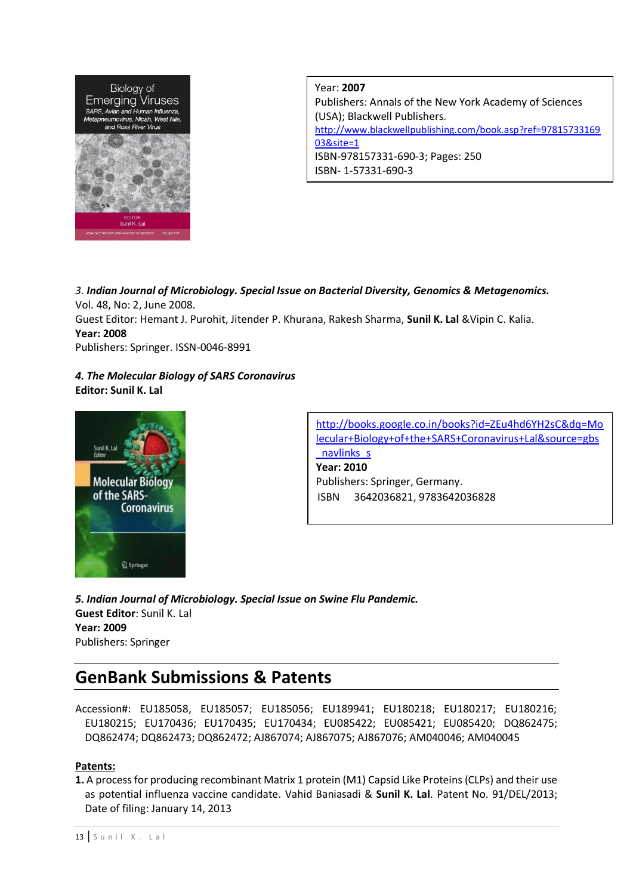Year: **2007**
Publishers: Annals of the New York Academy of Sciences (USA); Blackwell Publishers.
http://www.blackwellpublishing.com/book.asp?ref=9781573316903&site=1
ISBN-978157331-690-3; Pages: 250
ISBN- 1-57331-690-3

*3. **Indian Journal of Microbiology. Special Issue on Bacterial Diversity, Genomics & Metagenomics.***
Vol. 48, No: 2, June 2008.
Guest Editor: Hemant J. Purohit, Jitender P. Khurana, Rakesh Sharma, **Sunil K. Lal** &Vipin C. Kalia.
**Year: 2008**
Publishers: Springer. ISSN-0046-8991

***4. The Molecular Biology of SARS Coronavirus***
**Editor: Sunil K. Lal**

http://books.google.co.in/books?id=ZEu4hd6YH2sC&dq=Molecular+Biology+of+the+SARS+Coronavirus+Lal&source=gbs_navlinks_s
**Year: 2010**
Publishers: Springer, Germany.
ISBN 3642036821, 9783642036828

***5. Indian Journal of Microbiology. Special Issue on Swine Flu Pandemic.***
**Guest Editor**: Sunil K. Lal
**Year: 2009**
Publishers: Springer

## GenBank Submissions & Patents

Accession#: EU185058, EU185057; EU185056; EU189941; EU180218; EU180217; EU180216; EU180215; EU170436; EU170435; EU170434; EU085422; EU085421; EU085420; DQ862475; DQ862474; DQ862473; DQ862472; AJ867074; AJ867075; AJ867076; AM040046; AM040045

**Patents:**

**1.** A process for producing recombinant Matrix 1 protein (M1) Capsid Like Proteins (CLPs) and their use as potential influenza vaccine candidate. Vahid Baniasadi & **Sunil K. Lal**. Patent No. 91/DEL/2013; Date of filing: January 14, 2013